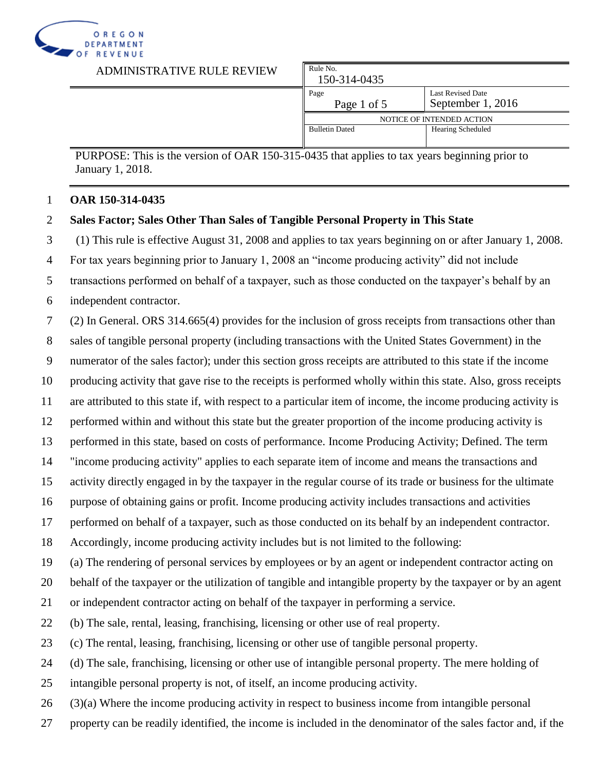OREGON DEPARTMENT OF REVENUE

ADMINISTRATIVE RULE REVIEW

| Rule No. | |
|---|---|
| 150-314-0435 | |
| Page: Page 1 of 5 | Last Revised Date: September 1, 2016 |
| NOTICE OF INTENDED ACTION | |
| Bulletin Dated | Hearing Scheduled |

PURPOSE: This is the version of OAR 150-315-0435 that applies to tax years beginning prior to January 1, 2018.

**OAR 150-314-0435**

**Sales Factor; Sales Other Than Sales of Tangible Personal Property in This State**

(1) This rule is effective August 31, 2008 and applies to tax years beginning on or after January 1, 2008. For tax years beginning prior to January 1, 2008 an "income producing activity" did not include transactions performed on behalf of a taxpayer, such as those conducted on the taxpayer's behalf by an independent contractor.

(2) In General. ORS 314.665(4) provides for the inclusion of gross receipts from transactions other than sales of tangible personal property (including transactions with the United States Government) in the numerator of the sales factor); under this section gross receipts are attributed to this state if the income producing activity that gave rise to the receipts is performed wholly within this state. Also, gross receipts are attributed to this state if, with respect to a particular item of income, the income producing activity is performed within and without this state but the greater proportion of the income producing activity is performed in this state, based on costs of performance. Income Producing Activity; Defined. The term "income producing activity" applies to each separate item of income and means the transactions and activity directly engaged in by the taxpayer in the regular course of its trade or business for the ultimate purpose of obtaining gains or profit. Income producing activity includes transactions and activities performed on behalf of a taxpayer, such as those conducted on its behalf by an independent contractor. Accordingly, income producing activity includes but is not limited to the following:

(a) The rendering of personal services by employees or by an agent or independent contractor acting on behalf of the taxpayer or the utilization of tangible and intangible property by the taxpayer or by an agent or independent contractor acting on behalf of the taxpayer in performing a service.

(b) The sale, rental, leasing, franchising, licensing or other use of real property.

(c) The rental, leasing, franchising, licensing or other use of tangible personal property.

(d) The sale, franchising, licensing or other use of intangible personal property. The mere holding of intangible personal property is not, of itself, an income producing activity.

(3)(a) Where the income producing activity in respect to business income from intangible personal property can be readily identified, the income is included in the denominator of the sales factor and, if the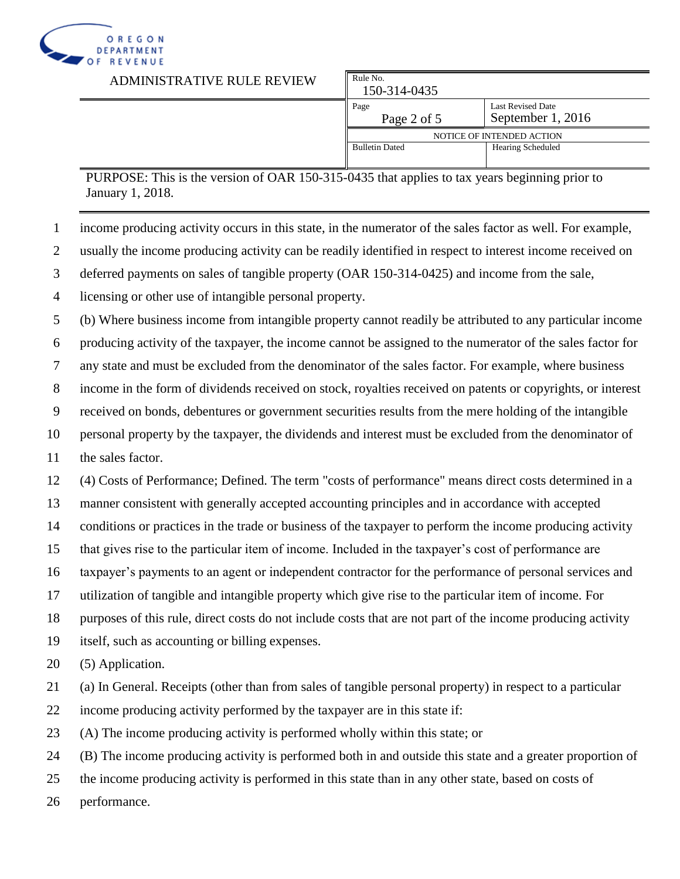income producing activity occurs in this state, in the numerator of the sales factor as well. For example, usually the income producing activity can be readily identified in respect to interest income received on deferred payments on sales of tangible property (OAR 150-314-0425) and income from the sale, licensing or other use of intangible personal property.

(b) Where business income from intangible property cannot readily be attributed to any particular income producing activity of the taxpayer, the income cannot be assigned to the numerator of the sales factor for any state and must be excluded from the denominator of the sales factor. For example, where business income in the form of dividends received on stock, royalties received on patents or copyrights, or interest received on bonds, debentures or government securities results from the mere holding of the intangible personal property by the taxpayer, the dividends and interest must be excluded from the denominator of the sales factor.

(4) Costs of Performance; Defined. The term "costs of performance" means direct costs determined in a manner consistent with generally accepted accounting principles and in accordance with accepted conditions or practices in the trade or business of the taxpayer to perform the income producing activity that gives rise to the particular item of income. Included in the taxpayer's cost of performance are taxpayer's payments to an agent or independent contractor for the performance of personal services and utilization of tangible and intangible property which give rise to the particular item of income. For purposes of this rule, direct costs do not include costs that are not part of the income producing activity itself, such as accounting or billing expenses.

(5) Application.

(a) In General. Receipts (other than from sales of tangible personal property) in respect to a particular income producing activity performed by the taxpayer are in this state if:

(A) The income producing activity is performed wholly within this state; or

(B) The income producing activity is performed both in and outside this state and a greater proportion of the income producing activity is performed in this state than in any other state, based on costs of performance.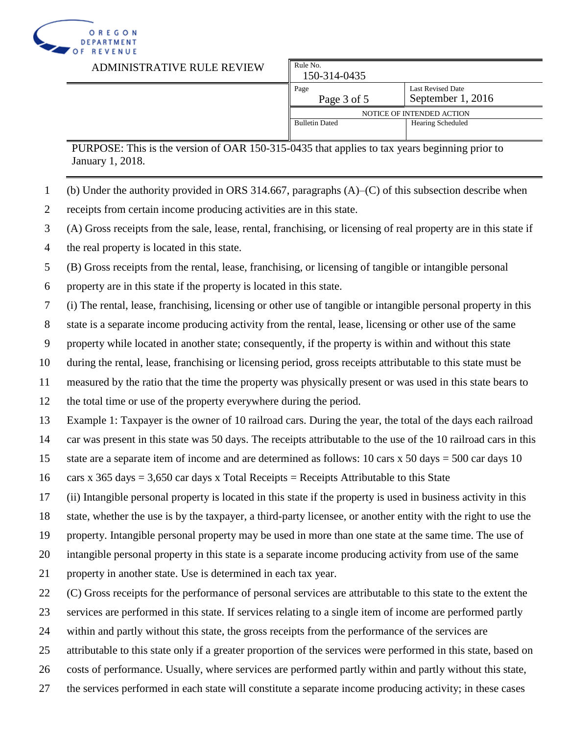(b) Under the authority provided in ORS 314.667, paragraphs (A)–(C) of this subsection describe when receipts from certain income producing activities are in this state.

(A) Gross receipts from the sale, lease, rental, franchising, or licensing of real property are in this state if the real property is located in this state.

(B) Gross receipts from the rental, lease, franchising, or licensing of tangible or intangible personal property are in this state if the property is located in this state.

(i) The rental, lease, franchising, licensing or other use of tangible or intangible personal property in this state is a separate income producing activity from the rental, lease, licensing or other use of the same property while located in another state; consequently, if the property is within and without this state during the rental, lease, franchising or licensing period, gross receipts attributable to this state must be measured by the ratio that the time the property was physically present or was used in this state bears to the total time or use of the property everywhere during the period.

Example 1: Taxpayer is the owner of 10 railroad cars. During the year, the total of the days each railroad car was present in this state was 50 days. The receipts attributable to the use of the 10 railroad cars in this state are a separate item of income and are determined as follows: 10 cars x 50 days = 500 car days 10 cars x 365 days = 3,650 car days x Total Receipts = Receipts Attributable to this State

(ii) Intangible personal property is located in this state if the property is used in business activity in this state, whether the use is by the taxpayer, a third-party licensee, or another entity with the right to use the property. Intangible personal property may be used in more than one state at the same time. The use of intangible personal property in this state is a separate income producing activity from use of the same property in another state. Use is determined in each tax year.

(C) Gross receipts for the performance of personal services are attributable to this state to the extent the services are performed in this state. If services relating to a single item of income are performed partly within and partly without this state, the gross receipts from the performance of the services are attributable to this state only if a greater proportion of the services were performed in this state, based on costs of performance. Usually, where services are performed partly within and partly without this state, the services performed in each state will constitute a separate income producing activity; in these cases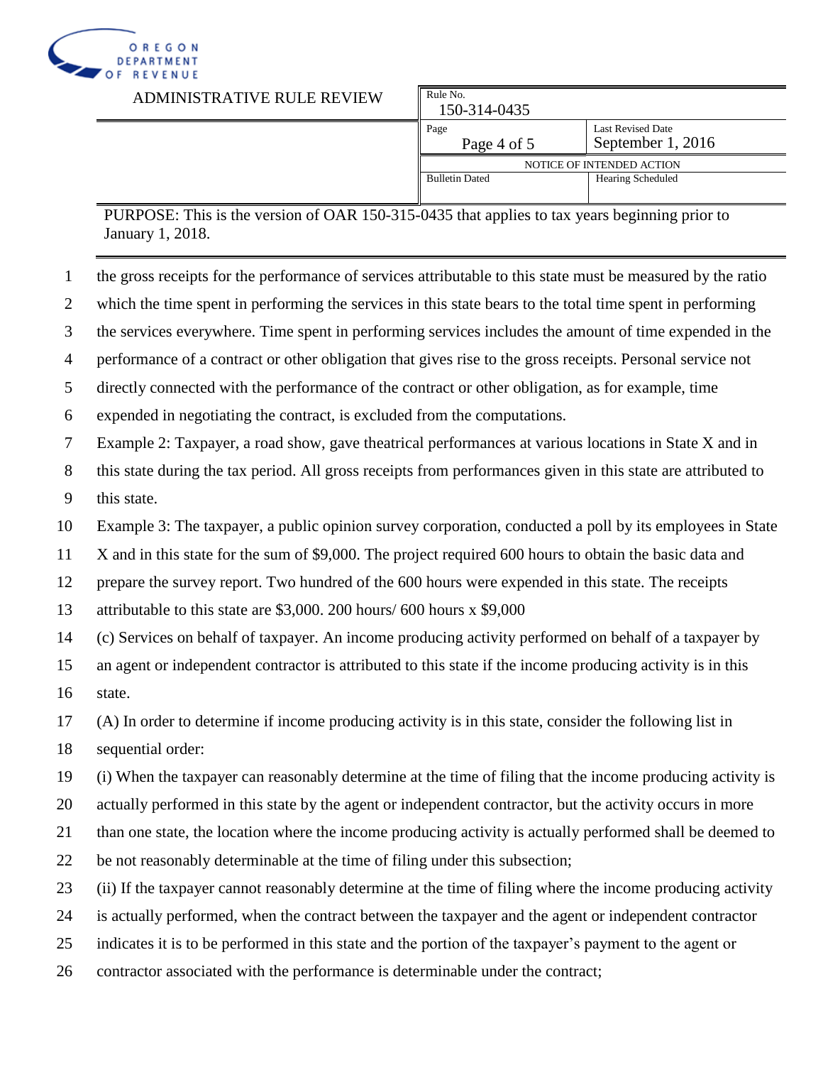the gross receipts for the performance of services attributable to this state must be measured by the ratio which the time spent in performing the services in this state bears to the total time spent in performing the services everywhere. Time spent in performing services includes the amount of time expended in the performance of a contract or other obligation that gives rise to the gross receipts. Personal service not directly connected with the performance of the contract or other obligation, as for example, time expended in negotiating the contract, is excluded from the computations.

Example 2: Taxpayer, a road show, gave theatrical performances at various locations in State X and in this state during the tax period. All gross receipts from performances given in this state are attributed to this state.

Example 3: The taxpayer, a public opinion survey corporation, conducted a poll by its employees in State X and in this state for the sum of $9,000. The project required 600 hours to obtain the basic data and prepare the survey report. Two hundred of the 600 hours were expended in this state. The receipts attributable to this state are $3,000. 200 hours/ 600 hours x $9,000

(c) Services on behalf of taxpayer. An income producing activity performed on behalf of a taxpayer by an agent or independent contractor is attributed to this state if the income producing activity is in this state.

(A) In order to determine if income producing activity is in this state, consider the following list in sequential order:

(i) When the taxpayer can reasonably determine at the time of filing that the income producing activity is actually performed in this state by the agent or independent contractor, but the activity occurs in more than one state, the location where the income producing activity is actually performed shall be deemed to be not reasonably determinable at the time of filing under this subsection;

(ii) If the taxpayer cannot reasonably determine at the time of filing where the income producing activity is actually performed, when the contract between the taxpayer and the agent or independent contractor indicates it is to be performed in this state and the portion of the taxpayer's payment to the agent or contractor associated with the performance is determinable under the contract;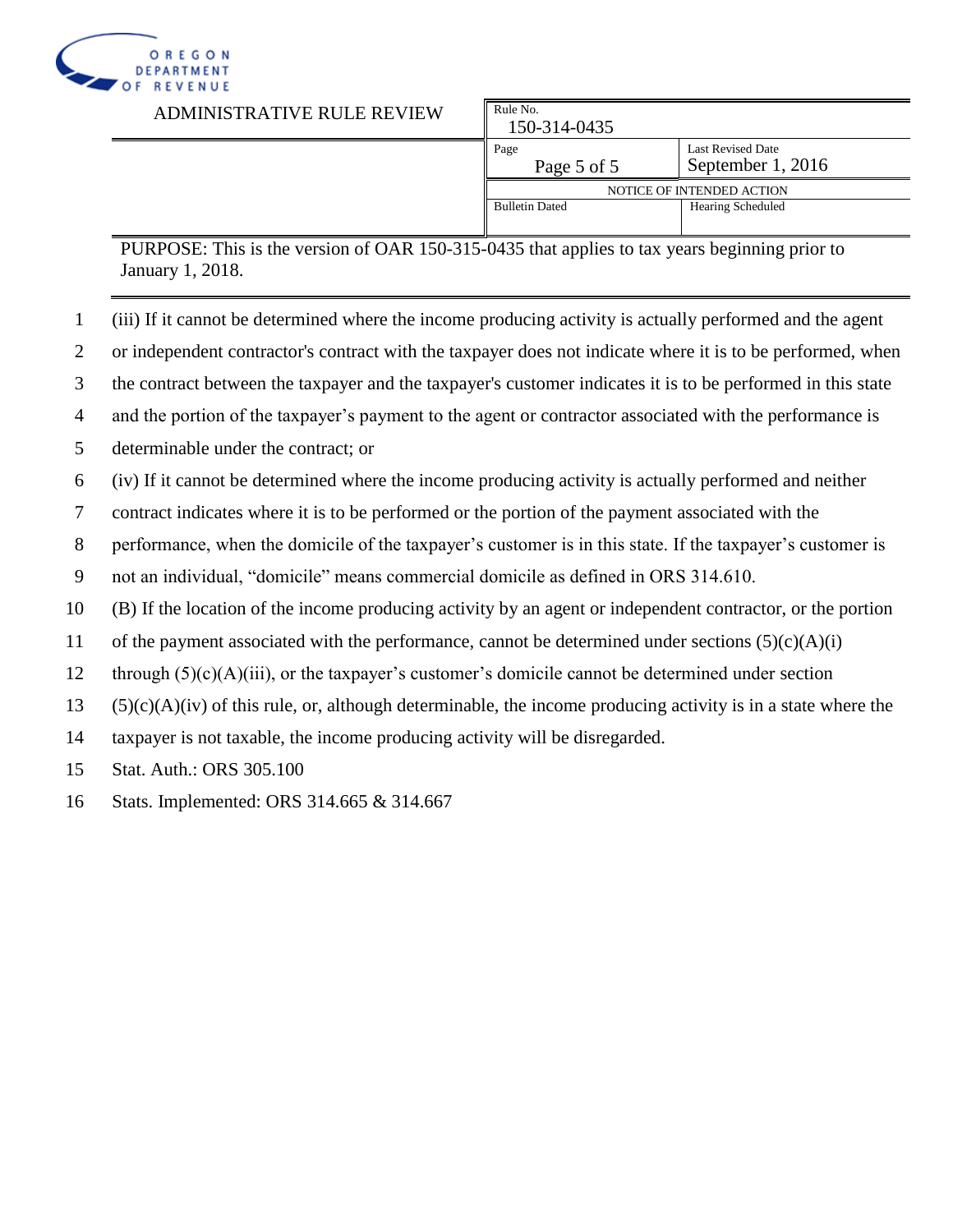PURPOSE: This is the version of OAR 150-315-0435 that applies to tax years beginning prior to January 1, 2018.

(iii) If it cannot be determined where the income producing activity is actually performed and the agent or independent contractor's contract with the taxpayer does not indicate where it is to be performed, when the contract between the taxpayer and the taxpayer's customer indicates it is to be performed in this state and the portion of the taxpayer's payment to the agent or contractor associated with the performance is determinable under the contract; or

(iv) If it cannot be determined where the income producing activity is actually performed and neither contract indicates where it is to be performed or the portion of the payment associated with the performance, when the domicile of the taxpayer's customer is in this state. If the taxpayer's customer is not an individual, "domicile" means commercial domicile as defined in ORS 314.610.

(B) If the location of the income producing activity by an agent or independent contractor, or the portion of the payment associated with the performance, cannot be determined under sections (5)(c)(A)(i) through (5)(c)(A)(iii), or the taxpayer's customer's domicile cannot be determined under section (5)(c)(A)(iv) of this rule, or, although determinable, the income producing activity is in a state where the taxpayer is not taxable, the income producing activity will be disregarded.

Stat. Auth.: ORS 305.100

Stats. Implemented: ORS 314.665 & 314.667